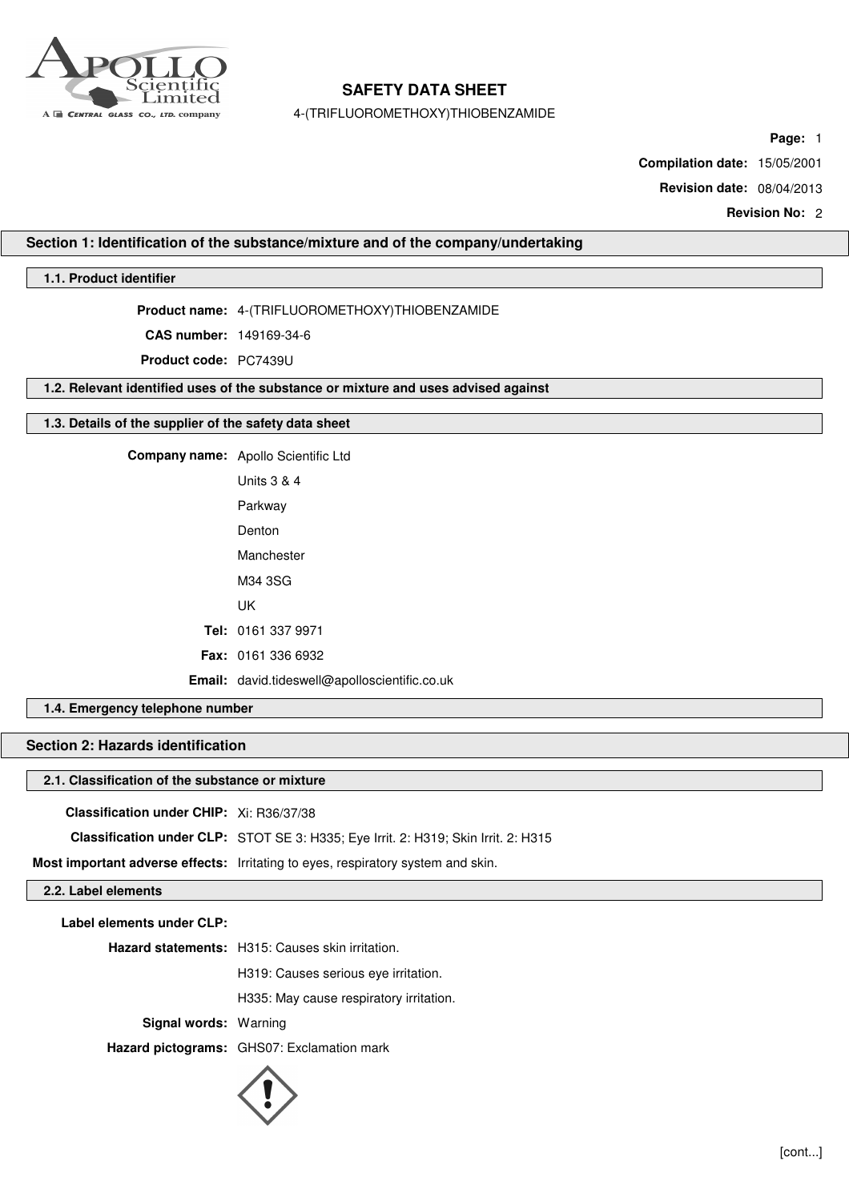# SAFETY DATA SHEET

4-(TRIFLUOROMETHOXY)THIOBENZAMIDE

**Page:** 1

**Compilation date:** 15/05/2001

**Revision date:** 08/04/2013

**Revision No:** 2

## Section 1: Identification of the substance/mixture and of the company/undertaking

### 1.1. Product identifier

**Product name:** 4-(TRIFLUOROMETHOXY)THIOBENZAMIDE

**CAS number:** 149169-34-6

**Product code:** PC7439U

### 1.2. Relevant identified uses of the substance or mixture and uses advised against

### 1.3. Details of the supplier of the safety data sheet

**Company name:** Apollo Scientific Ltd

Units 3 & 4

Parkway

Denton

Manchester

M34 3SG

UK

**Tel:** 0161 337 9971

**Fax:** 0161 336 6932

**Email:** david.tideswell@apolloscientific.co.uk

### 1.4. Emergency telephone number

## Section 2: Hazards identification

### 2.1. Classification of the substance or mixture

**Classification under CHIP:** Xi: R36/37/38

**Classification under CLP:** STOT SE 3: H335; Eye Irrit. 2: H319; Skin Irrit. 2: H315

**Most important adverse effects:** Irritating to eyes, respiratory system and skin.

### 2.2. Label elements

**Label elements under CLP:**

**Hazard statements:** H315: Causes skin irritation.

H319: Causes serious eye irritation.

H335: May cause respiratory irritation.

**Signal words:** Warning

**Hazard pictograms:** GHS07: Exclamation mark

[cont...]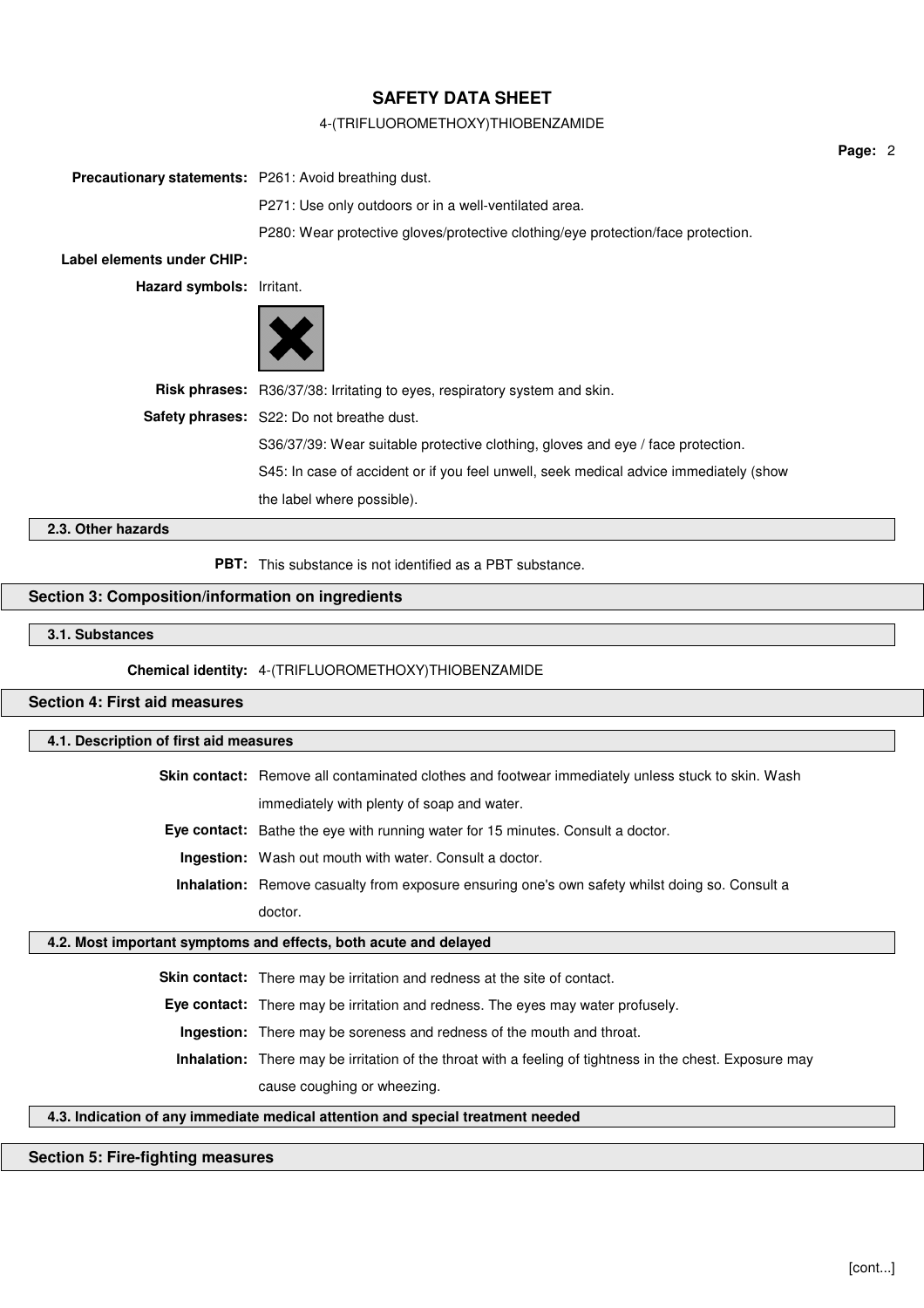**Precautionary statements:** P261: Avoid breathing dust.

P271: Use only outdoors or in a well-ventilated area.

P280: Wear protective gloves/protective clothing/eye protection/face protection.

**Label elements under CHIP:**

**Hazard symbols:** Irritant.

**Risk phrases:** R36/37/38: Irritating to eyes, respiratory system and skin.

**Safety phrases:** S22: Do not breathe dust.

S36/37/39: Wear suitable protective clothing, gloves and eye / face protection.

S45: In case of accident or if you feel unwell, seek medical advice immediately (show the label where possible).

### 2.3. Other hazards

**PBT:** This substance is not identified as a PBT substance.

## Section 3: Composition/information on ingredients

### 3.1. Substances

**Chemical identity:** 4-(TRIFLUOROMETHOXY)THIOBENZAMIDE

## Section 4: First aid measures

### 4.1. Description of first aid measures

**Skin contact:** Remove all contaminated clothes and footwear immediately unless stuck to skin. Wash immediately with plenty of soap and water.

**Eye contact:** Bathe the eye with running water for 15 minutes. Consult a doctor.

**Ingestion:** Wash out mouth with water. Consult a doctor.

**Inhalation:** Remove casualty from exposure ensuring one's own safety whilst doing so. Consult a doctor.

### 4.2. Most important symptoms and effects, both acute and delayed

**Skin contact:** There may be irritation and redness at the site of contact.

**Eye contact:** There may be irritation and redness. The eyes may water profusely.

**Ingestion:** There may be soreness and redness of the mouth and throat.

**Inhalation:** There may be irritation of the throat with a feeling of tightness in the chest. Exposure may cause coughing or wheezing.

### 4.3. Indication of any immediate medical attention and special treatment needed

## Section 5: Fire-fighting measures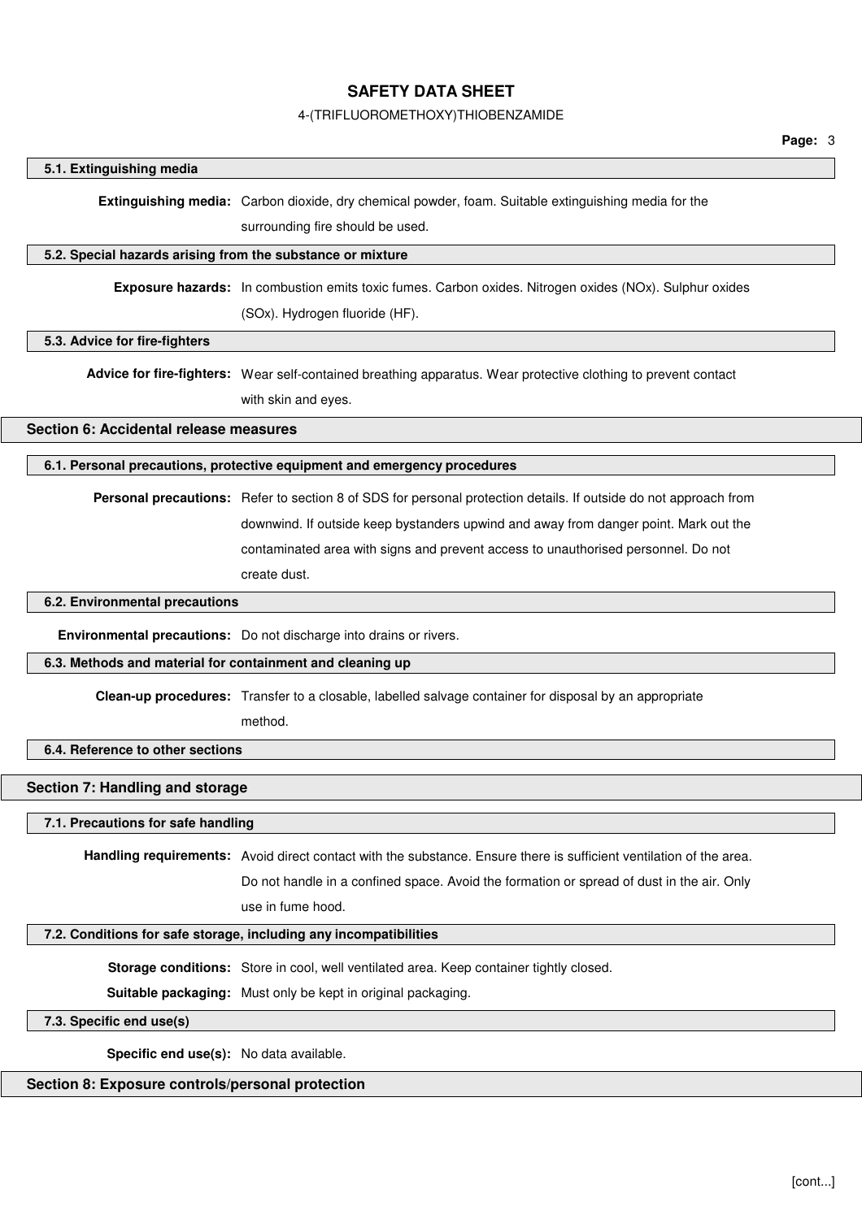### 5.1. Extinguishing media

**Extinguishing media:** Carbon dioxide, dry chemical powder, foam. Suitable extinguishing media for the surrounding fire should be used.

### 5.2. Special hazards arising from the substance or mixture

**Exposure hazards:** In combustion emits toxic fumes. Carbon oxides. Nitrogen oxides (NOx). Sulphur oxides (SOx). Hydrogen fluoride (HF).

### 5.3. Advice for fire-fighters

**Advice for fire-fighters:** Wear self-contained breathing apparatus. Wear protective clothing to prevent contact with skin and eyes.

## Section 6: Accidental release measures

### 6.1. Personal precautions, protective equipment and emergency procedures

**Personal precautions:** Refer to section 8 of SDS for personal protection details. If outside do not approach from downwind. If outside keep bystanders upwind and away from danger point. Mark out the contaminated area with signs and prevent access to unauthorised personnel. Do not create dust.

### 6.2. Environmental precautions

**Environmental precautions:** Do not discharge into drains or rivers.

### 6.3. Methods and material for containment and cleaning up

**Clean-up procedures:** Transfer to a closable, labelled salvage container for disposal by an appropriate method.

### 6.4. Reference to other sections

## Section 7: Handling and storage

### 7.1. Precautions for safe handling

**Handling requirements:** Avoid direct contact with the substance. Ensure there is sufficient ventilation of the area. Do not handle in a confined space. Avoid the formation or spread of dust in the air. Only use in fume hood.

### 7.2. Conditions for safe storage, including any incompatibilities

**Storage conditions:** Store in cool, well ventilated area. Keep container tightly closed.

**Suitable packaging:** Must only be kept in original packaging.

### 7.3. Specific end use(s)

**Specific end use(s):** No data available.

## Section 8: Exposure controls/personal protection

[cont...]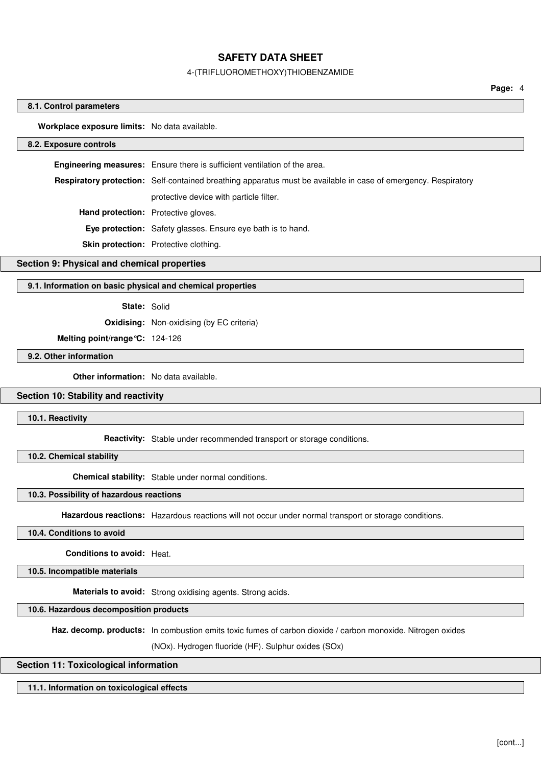### 8.1. Control parameters

**Workplace exposure limits:** No data available.

### 8.2. Exposure controls

**Engineering measures:** Ensure there is sufficient ventilation of the area.

**Respiratory protection:** Self-contained breathing apparatus must be available in case of emergency. Respiratory protective device with particle filter.

**Hand protection:** Protective gloves.

**Eye protection:** Safety glasses. Ensure eye bath is to hand.

**Skin protection:** Protective clothing.

## Section 9: Physical and chemical properties

### 9.1. Information on basic physical and chemical properties

**State:** Solid

**Oxidising:** Non-oxidising (by EC criteria)

**Melting point/range°C:** 124-126

### 9.2. Other information

**Other information:** No data available.

## Section 10: Stability and reactivity

### 10.1. Reactivity

**Reactivity:** Stable under recommended transport or storage conditions.

### 10.2. Chemical stability

**Chemical stability:** Stable under normal conditions.

### 10.3. Possibility of hazardous reactions

**Hazardous reactions:** Hazardous reactions will not occur under normal transport or storage conditions.

### 10.4. Conditions to avoid

**Conditions to avoid:** Heat.

### 10.5. Incompatible materials

**Materials to avoid:** Strong oxidising agents. Strong acids.

### 10.6. Hazardous decomposition products

**Haz. decomp. products:** In combustion emits toxic fumes of carbon dioxide / carbon monoxide. Nitrogen oxides (NOx). Hydrogen fluoride (HF). Sulphur oxides (SOx)

## Section 11: Toxicological information

### 11.1. Information on toxicological effects

[cont...]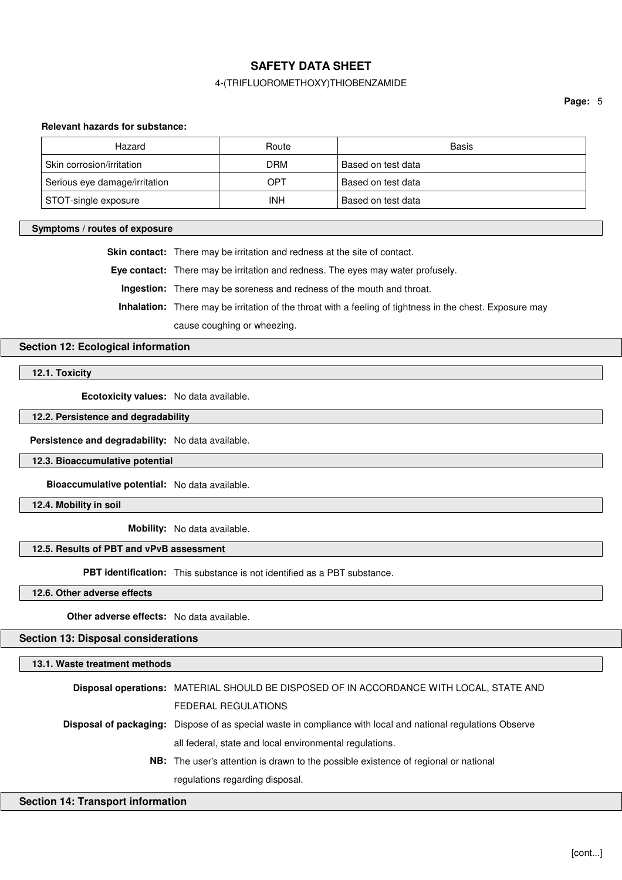**Relevant hazards for substance:**

| Hazard | Route | Basis |
|---|---|---|
| Skin corrosion/irritation | DRM | Based on test data |
| Serious eye damage/irritation | OPT | Based on test data |
| STOT-single exposure | INH | Based on test data |

### Symptoms / routes of exposure

**Skin contact:** There may be irritation and redness at the site of contact.

**Eye contact:** There may be irritation and redness. The eyes may water profusely.

**Ingestion:** There may be soreness and redness of the mouth and throat.

**Inhalation:** There may be irritation of the throat with a feeling of tightness in the chest. Exposure may cause coughing or wheezing.

## Section 12: Ecological information

### 12.1. Toxicity

**Ecotoxicity values:** No data available.

### 12.2. Persistence and degradability

**Persistence and degradability:** No data available.

### 12.3. Bioaccumulative potential

**Bioaccumulative potential:** No data available.

### 12.4. Mobility in soil

**Mobility:** No data available.

### 12.5. Results of PBT and vPvB assessment

**PBT identification:** This substance is not identified as a PBT substance.

### 12.6. Other adverse effects

**Other adverse effects:** No data available.

## Section 13: Disposal considerations

### 13.1. Waste treatment methods

**Disposal operations:** MATERIAL SHOULD BE DISPOSED OF IN ACCORDANCE WITH LOCAL, STATE AND FEDERAL REGULATIONS

**Disposal of packaging:** Dispose of as special waste in compliance with local and national regulations Observe all federal, state and local environmental regulations.

**NB:** The user's attention is drawn to the possible existence of regional or national regulations regarding disposal.

## Section 14: Transport information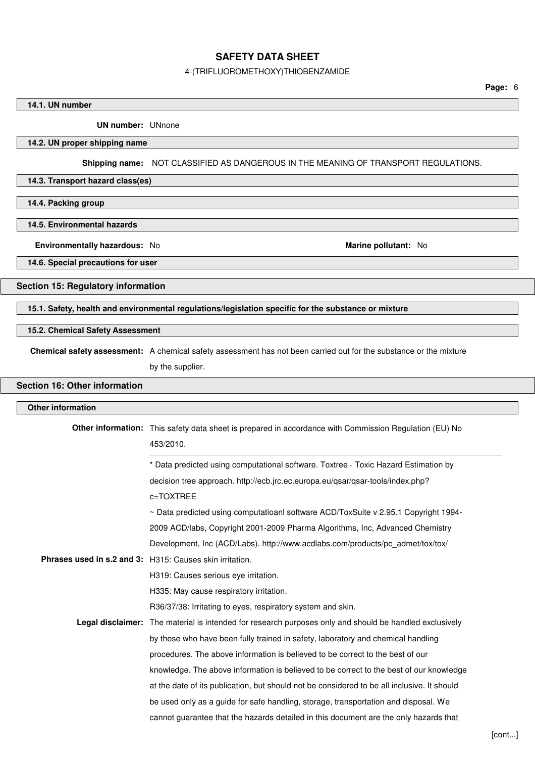### 14.1. UN number

**UN number:** UNnone

### 14.2. UN proper shipping name

**Shipping name:** NOT CLASSIFIED AS DANGEROUS IN THE MEANING OF TRANSPORT REGULATIONS.

### 14.3. Transport hazard class(es)

### 14.4. Packing group

### 14.5. Environmental hazards

**Environmentally hazardous:** No **Marine pollutant:** No

### 14.6. Special precautions for user

## Section 15: Regulatory information

### 15.1. Safety, health and environmental regulations/legislation specific for the substance or mixture

### 15.2. Chemical Safety Assessment

**Chemical safety assessment:** A chemical safety assessment has not been carried out for the substance or the mixture by the supplier.

## Section 16: Other information

### Other information

**Other information:** This safety data sheet is prepared in accordance with Commission Regulation (EU) No 453/2010.

---

* Data predicted using computational software. Toxtree - Toxic Hazard Estimation by decision tree approach. http://ecb.jrc.ec.europa.eu/qsar/qsar-tools/index.php?c=TOXTREE

~ Data predicted using computatioanl software ACD/ToxSuite v 2.95.1 Copyright 1994-2009 ACD/labs, Copyright 2001-2009 Pharma Algorithms, Inc, Advanced Chemistry Development, Inc (ACD/Labs). http://www.acdlabs.com/products/pc_admet/tox/tox/

**Phrases used in s.2 and 3:** H315: Causes skin irritation.

H319: Causes serious eye irritation.

H335: May cause respiratory irritation.

R36/37/38: Irritating to eyes, respiratory system and skin.

**Legal disclaimer:** The material is intended for research purposes only and should be handled exclusively by those who have been fully trained in safety, laboratory and chemical handling procedures. The above information is believed to be correct to the best of our knowledge. The above information is believed to be correct to the best of our knowledge at the date of its publication, but should not be considered to be all inclusive. It should be used only as a guide for safe handling, storage, transportation and disposal. We cannot guarantee that the hazards detailed in this document are the only hazards that

[cont...]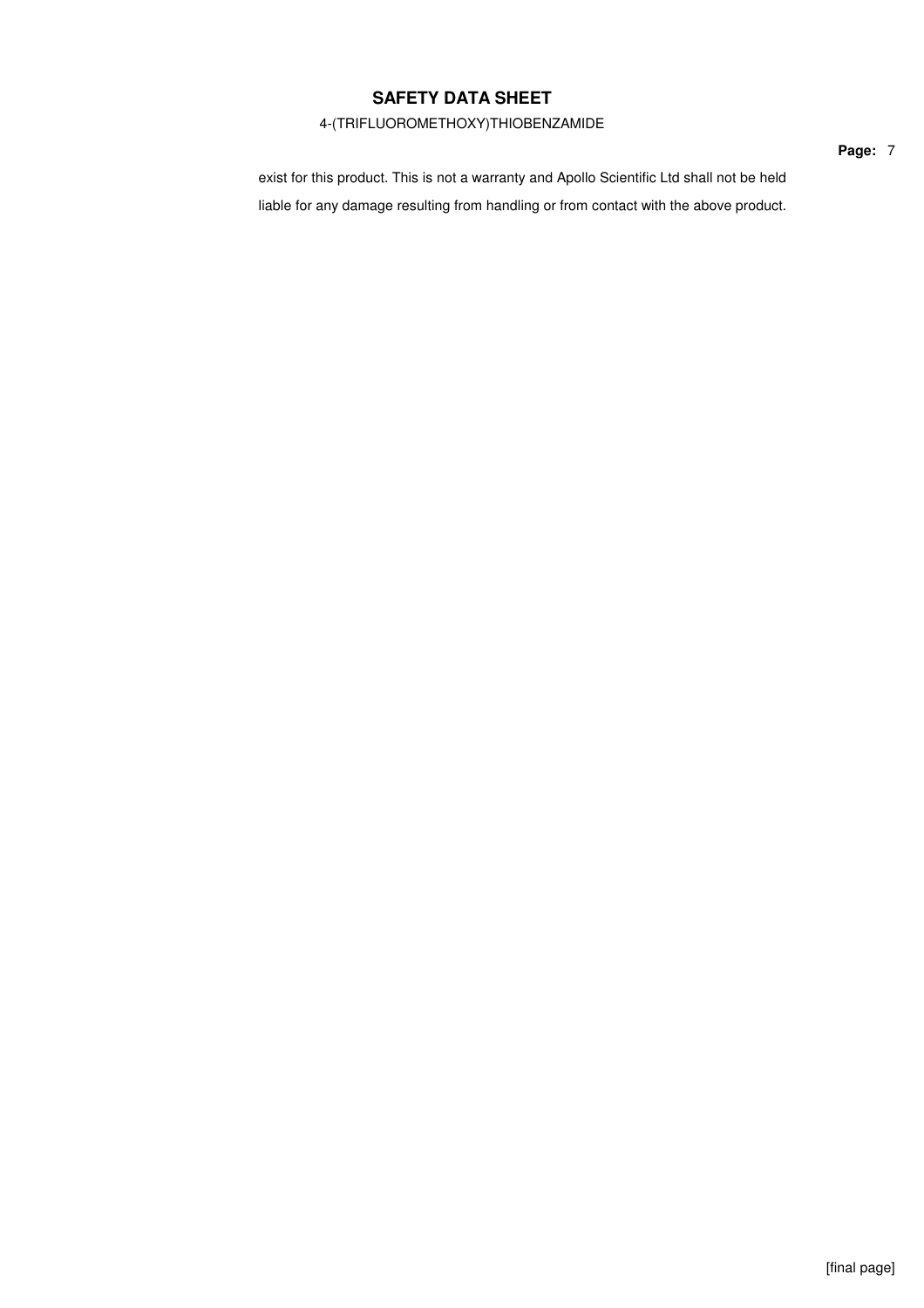exist for this product. This is not a warranty and Apollo Scientific Ltd shall not be held liable for any damage resulting from handling or from contact with the above product.

[final page]